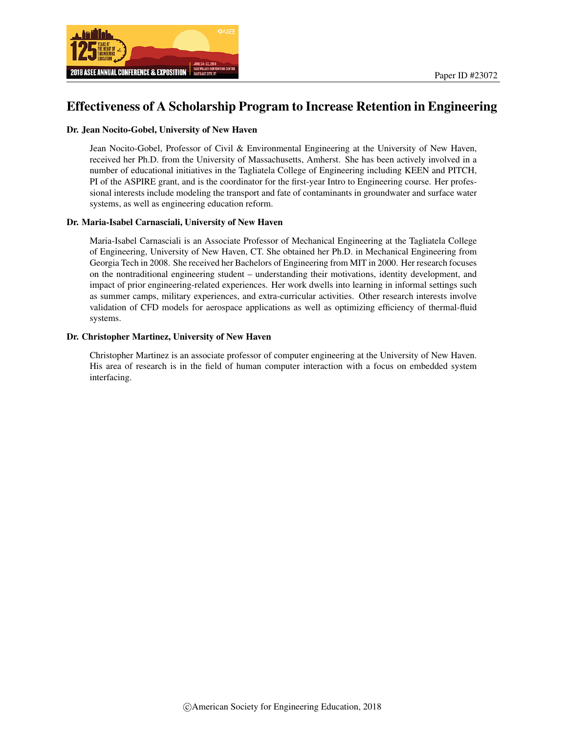Paper ID #23072

# Effectiveness of A Scholarship Program to Increase Retention in Engineering

**Dr. Jean Nocito-Gobel, University of New Haven**

Jean Nocito-Gobel, Professor of Civil & Environmental Engineering at the University of New Haven, received her Ph.D. from the University of Massachusetts, Amherst. She has been actively involved in a number of educational initiatives in the Tagliatela College of Engineering including KEEN and PITCH, PI of the ASPIRE grant, and is the coordinator for the first-year Intro to Engineering course. Her professional interests include modeling the transport and fate of contaminants in groundwater and surface water systems, as well as engineering education reform.

**Dr. Maria-Isabel Carnasciali, University of New Haven**

Maria-Isabel Carnasciali is an Associate Professor of Mechanical Engineering at the Tagliatela College of Engineering, University of New Haven, CT. She obtained her Ph.D. in Mechanical Engineering from Georgia Tech in 2008. She received her Bachelors of Engineering from MIT in 2000. Her research focuses on the nontraditional engineering student – understanding their motivations, identity development, and impact of prior engineering-related experiences. Her work dwells into learning in informal settings such as summer camps, military experiences, and extra-curricular activities. Other research interests involve validation of CFD models for aerospace applications as well as optimizing efficiency of thermal-fluid systems.

**Dr. Christopher Martinez, University of New Haven**

Christopher Martinez is an associate professor of computer engineering at the University of New Haven. His area of research is in the field of human computer interaction with a focus on embedded system interfacing.

©American Society for Engineering Education, 2018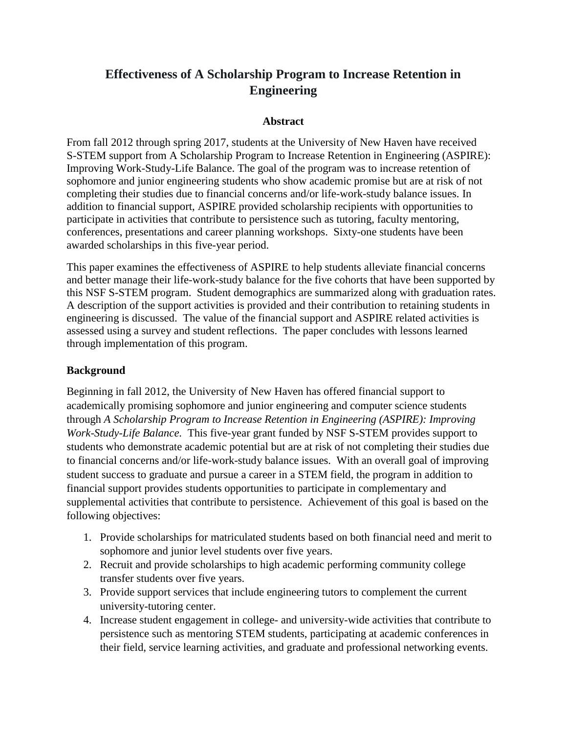# Effectiveness of A Scholarship Program to Increase Retention in Engineering

## Abstract

From fall 2012 through spring 2017, students at the University of New Haven have received S-STEM support from A Scholarship Program to Increase Retention in Engineering (ASPIRE): Improving Work-Study-Life Balance. The goal of the program was to increase retention of sophomore and junior engineering students who show academic promise but are at risk of not completing their studies due to financial concerns and/or life-work-study balance issues. In addition to financial support, ASPIRE provided scholarship recipients with opportunities to participate in activities that contribute to persistence such as tutoring, faculty mentoring, conferences, presentations and career planning workshops. Sixty-one students have been awarded scholarships in this five-year period.

This paper examines the effectiveness of ASPIRE to help students alleviate financial concerns and better manage their life-work-study balance for the five cohorts that have been supported by this NSF S-STEM program. Student demographics are summarized along with graduation rates. A description of the support activities is provided and their contribution to retaining students in engineering is discussed. The value of the financial support and ASPIRE related activities is assessed using a survey and student reflections. The paper concludes with lessons learned through implementation of this program.

## Background

Beginning in fall 2012, the University of New Haven has offered financial support to academically promising sophomore and junior engineering and computer science students through *A Scholarship Program to Increase Retention in Engineering (ASPIRE): Improving Work-Study-Life Balance.* This five-year grant funded by NSF S-STEM provides support to students who demonstrate academic potential but are at risk of not completing their studies due to financial concerns and/or life-work-study balance issues. With an overall goal of improving student success to graduate and pursue a career in a STEM field, the program in addition to financial support provides students opportunities to participate in complementary and supplemental activities that contribute to persistence. Achievement of this goal is based on the following objectives:

1. Provide scholarships for matriculated students based on both financial need and merit to sophomore and junior level students over five years.
2. Recruit and provide scholarships to high academic performing community college transfer students over five years.
3. Provide support services that include engineering tutors to complement the current university-tutoring center.
4. Increase student engagement in college- and university-wide activities that contribute to persistence such as mentoring STEM students, participating at academic conferences in their field, service learning activities, and graduate and professional networking events.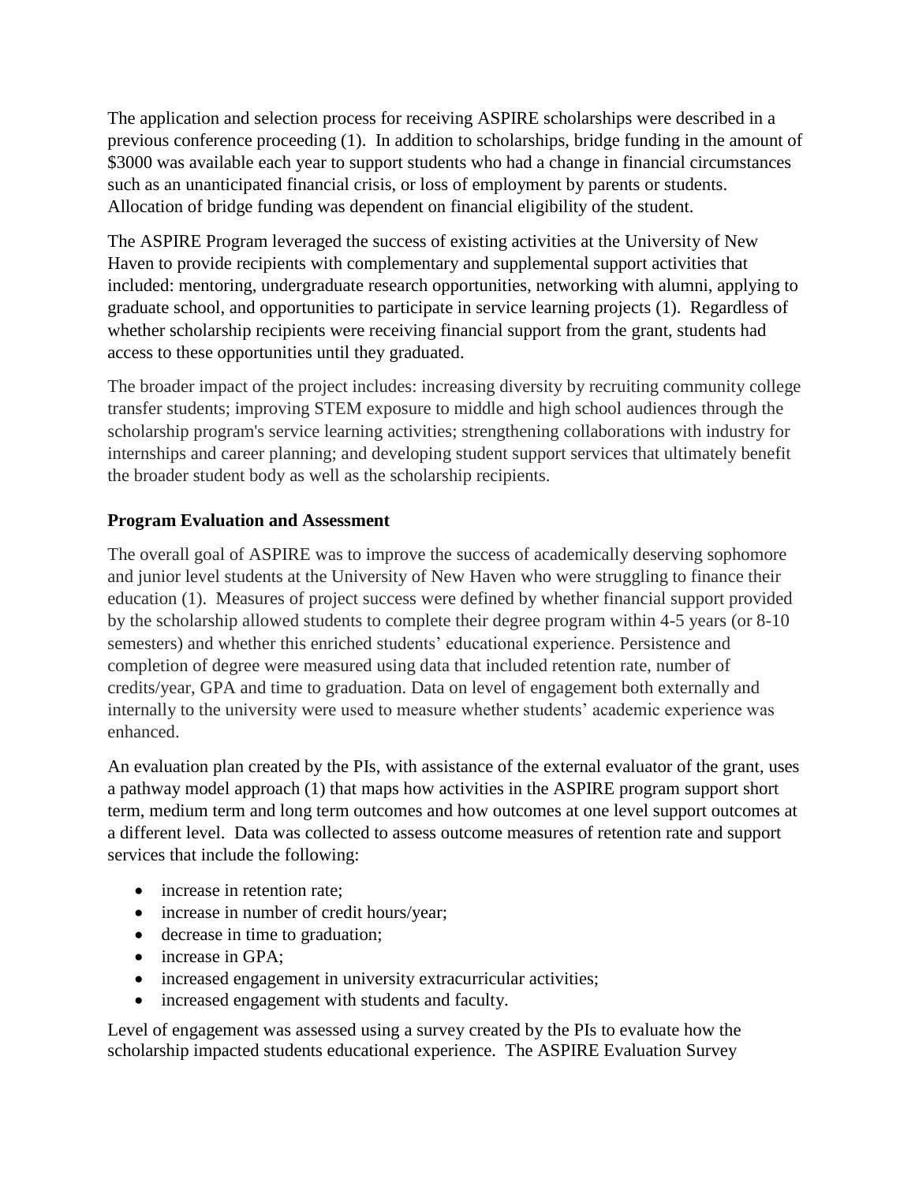The application and selection process for receiving ASPIRE scholarships were described in a previous conference proceeding (1). In addition to scholarships, bridge funding in the amount of $3000 was available each year to support students who had a change in financial circumstances such as an unanticipated financial crisis, or loss of employment by parents or students. Allocation of bridge funding was dependent on financial eligibility of the student.

The ASPIRE Program leveraged the success of existing activities at the University of New Haven to provide recipients with complementary and supplemental support activities that included: mentoring, undergraduate research opportunities, networking with alumni, applying to graduate school, and opportunities to participate in service learning projects (1). Regardless of whether scholarship recipients were receiving financial support from the grant, students had access to these opportunities until they graduated.

The broader impact of the project includes: increasing diversity by recruiting community college transfer students; improving STEM exposure to middle and high school audiences through the scholarship program's service learning activities; strengthening collaborations with industry for internships and career planning; and developing student support services that ultimately benefit the broader student body as well as the scholarship recipients.

**Program Evaluation and Assessment**

The overall goal of ASPIRE was to improve the success of academically deserving sophomore and junior level students at the University of New Haven who were struggling to finance their education (1). Measures of project success were defined by whether financial support provided by the scholarship allowed students to complete their degree program within 4-5 years (or 8-10 semesters) and whether this enriched students' educational experience. Persistence and completion of degree were measured using data that included retention rate, number of credits/year, GPA and time to graduation. Data on level of engagement both externally and internally to the university were used to measure whether students' academic experience was enhanced.

An evaluation plan created by the PIs, with assistance of the external evaluator of the grant, uses a pathway model approach (1) that maps how activities in the ASPIRE program support short term, medium term and long term outcomes and how outcomes at one level support outcomes at a different level. Data was collected to assess outcome measures of retention rate and support services that include the following:

- increase in retention rate;
- increase in number of credit hours/year;
- decrease in time to graduation;
- increase in GPA;
- increased engagement in university extracurricular activities;
- increased engagement with students and faculty.

Level of engagement was assessed using a survey created by the PIs to evaluate how the scholarship impacted students educational experience. The ASPIRE Evaluation Survey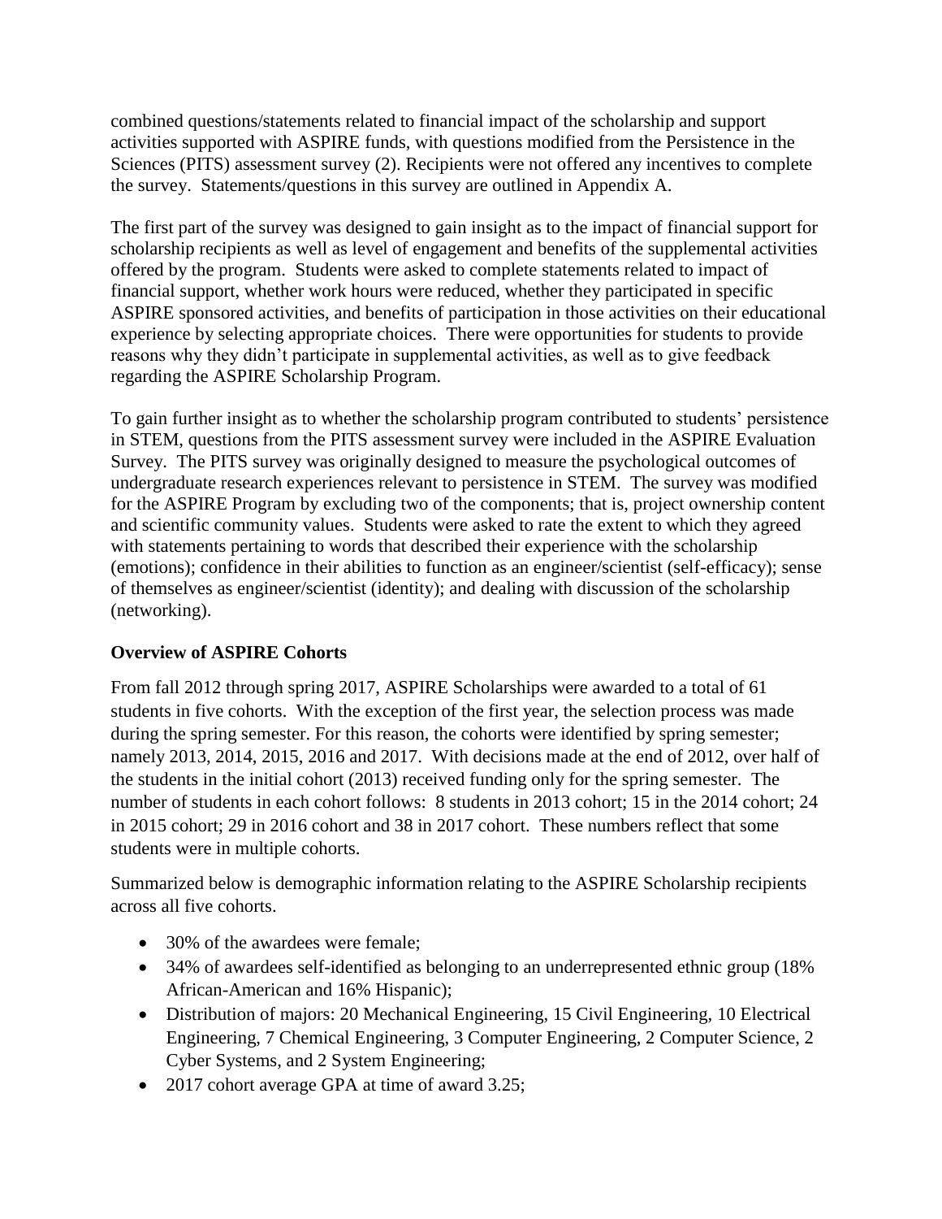combined questions/statements related to financial impact of the scholarship and support activities supported with ASPIRE funds, with questions modified from the Persistence in the Sciences (PITS) assessment survey (2). Recipients were not offered any incentives to complete the survey. Statements/questions in this survey are outlined in Appendix A.

The first part of the survey was designed to gain insight as to the impact of financial support for scholarship recipients as well as level of engagement and benefits of the supplemental activities offered by the program. Students were asked to complete statements related to impact of financial support, whether work hours were reduced, whether they participated in specific ASPIRE sponsored activities, and benefits of participation in those activities on their educational experience by selecting appropriate choices. There were opportunities for students to provide reasons why they didn't participate in supplemental activities, as well as to give feedback regarding the ASPIRE Scholarship Program.

To gain further insight as to whether the scholarship program contributed to students' persistence in STEM, questions from the PITS assessment survey were included in the ASPIRE Evaluation Survey. The PITS survey was originally designed to measure the psychological outcomes of undergraduate research experiences relevant to persistence in STEM. The survey was modified for the ASPIRE Program by excluding two of the components; that is, project ownership content and scientific community values. Students were asked to rate the extent to which they agreed with statements pertaining to words that described their experience with the scholarship (emotions); confidence in their abilities to function as an engineer/scientist (self-efficacy); sense of themselves as engineer/scientist (identity); and dealing with discussion of the scholarship (networking).

**Overview of ASPIRE Cohorts**

From fall 2012 through spring 2017, ASPIRE Scholarships were awarded to a total of 61 students in five cohorts. With the exception of the first year, the selection process was made during the spring semester. For this reason, the cohorts were identified by spring semester; namely 2013, 2014, 2015, 2016 and 2017. With decisions made at the end of 2012, over half of the students in the initial cohort (2013) received funding only for the spring semester. The number of students in each cohort follows: 8 students in 2013 cohort; 15 in the 2014 cohort; 24 in 2015 cohort; 29 in 2016 cohort and 38 in 2017 cohort. These numbers reflect that some students were in multiple cohorts.

Summarized below is demographic information relating to the ASPIRE Scholarship recipients across all five cohorts.

- 30% of the awardees were female;
- 34% of awardees self-identified as belonging to an underrepresented ethnic group (18% African-American and 16% Hispanic);
- Distribution of majors: 20 Mechanical Engineering, 15 Civil Engineering, 10 Electrical Engineering, 7 Chemical Engineering, 3 Computer Engineering, 2 Computer Science, 2 Cyber Systems, and 2 System Engineering;
- 2017 cohort average GPA at time of award 3.25;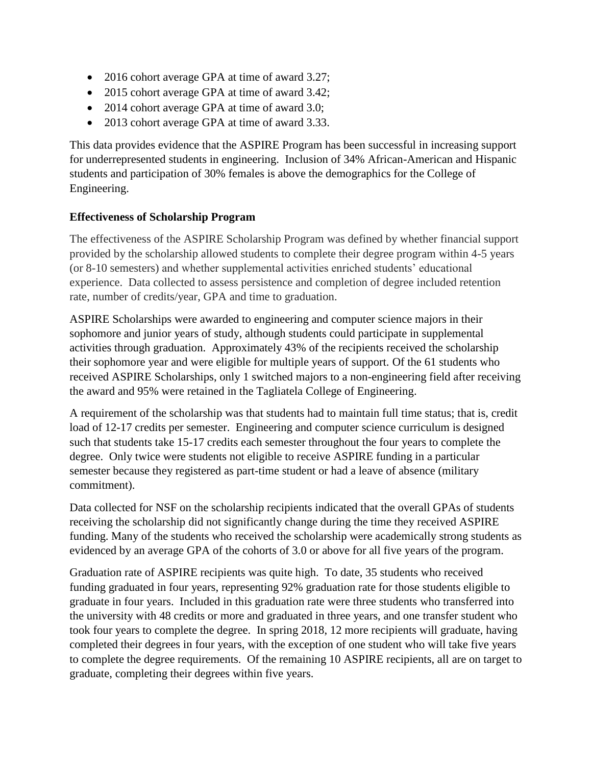- 2016 cohort average GPA at time of award 3.27;
- 2015 cohort average GPA at time of award 3.42;
- 2014 cohort average GPA at time of award 3.0;
- 2013 cohort average GPA at time of award 3.33.

This data provides evidence that the ASPIRE Program has been successful in increasing support for underrepresented students in engineering. Inclusion of 34% African-American and Hispanic students and participation of 30% females is above the demographics for the College of Engineering.

**Effectiveness of Scholarship Program**

The effectiveness of the ASPIRE Scholarship Program was defined by whether financial support provided by the scholarship allowed students to complete their degree program within 4-5 years (or 8-10 semesters) and whether supplemental activities enriched students' educational experience. Data collected to assess persistence and completion of degree included retention rate, number of credits/year, GPA and time to graduation.

ASPIRE Scholarships were awarded to engineering and computer science majors in their sophomore and junior years of study, although students could participate in supplemental activities through graduation. Approximately 43% of the recipients received the scholarship their sophomore year and were eligible for multiple years of support. Of the 61 students who received ASPIRE Scholarships, only 1 switched majors to a non-engineering field after receiving the award and 95% were retained in the Tagliatela College of Engineering.

A requirement of the scholarship was that students had to maintain full time status; that is, credit load of 12-17 credits per semester. Engineering and computer science curriculum is designed such that students take 15-17 credits each semester throughout the four years to complete the degree. Only twice were students not eligible to receive ASPIRE funding in a particular semester because they registered as part-time student or had a leave of absence (military commitment).

Data collected for NSF on the scholarship recipients indicated that the overall GPAs of students receiving the scholarship did not significantly change during the time they received ASPIRE funding. Many of the students who received the scholarship were academically strong students as evidenced by an average GPA of the cohorts of 3.0 or above for all five years of the program.

Graduation rate of ASPIRE recipients was quite high. To date, 35 students who received funding graduated in four years, representing 92% graduation rate for those students eligible to graduate in four years. Included in this graduation rate were three students who transferred into the university with 48 credits or more and graduated in three years, and one transfer student who took four years to complete the degree. In spring 2018, 12 more recipients will graduate, having completed their degrees in four years, with the exception of one student who will take five years to complete the degree requirements. Of the remaining 10 ASPIRE recipients, all are on target to graduate, completing their degrees within five years.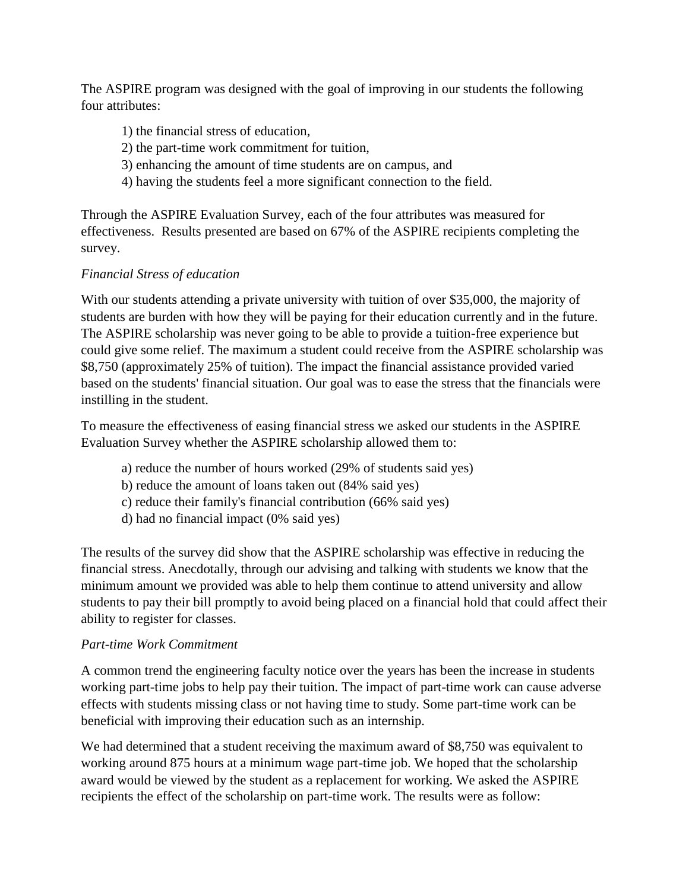The ASPIRE program was designed with the goal of improving in our students the following four attributes:

1) the financial stress of education,
2) the part-time work commitment for tuition,
3) enhancing the amount of time students are on campus, and
4) having the students feel a more significant connection to the field.

Through the ASPIRE Evaluation Survey, each of the four attributes was measured for effectiveness. Results presented are based on 67% of the ASPIRE recipients completing the survey.

*Financial Stress of education*

With our students attending a private university with tuition of over $35,000, the majority of students are burden with how they will be paying for their education currently and in the future. The ASPIRE scholarship was never going to be able to provide a tuition-free experience but could give some relief. The maximum a student could receive from the ASPIRE scholarship was $8,750 (approximately 25% of tuition). The impact the financial assistance provided varied based on the students' financial situation. Our goal was to ease the stress that the financials were instilling in the student.

To measure the effectiveness of easing financial stress we asked our students in the ASPIRE Evaluation Survey whether the ASPIRE scholarship allowed them to:

a) reduce the number of hours worked (29% of students said yes)
b) reduce the amount of loans taken out (84% said yes)
c) reduce their family's financial contribution (66% said yes)
d) had no financial impact (0% said yes)

The results of the survey did show that the ASPIRE scholarship was effective in reducing the financial stress. Anecdotally, through our advising and talking with students we know that the minimum amount we provided was able to help them continue to attend university and allow students to pay their bill promptly to avoid being placed on a financial hold that could affect their ability to register for classes.

*Part-time Work Commitment*

A common trend the engineering faculty notice over the years has been the increase in students working part-time jobs to help pay their tuition. The impact of part-time work can cause adverse effects with students missing class or not having time to study. Some part-time work can be beneficial with improving their education such as an internship.

We had determined that a student receiving the maximum award of $8,750 was equivalent to working around 875 hours at a minimum wage part-time job. We hoped that the scholarship award would be viewed by the student as a replacement for working. We asked the ASPIRE recipients the effect of the scholarship on part-time work. The results were as follow: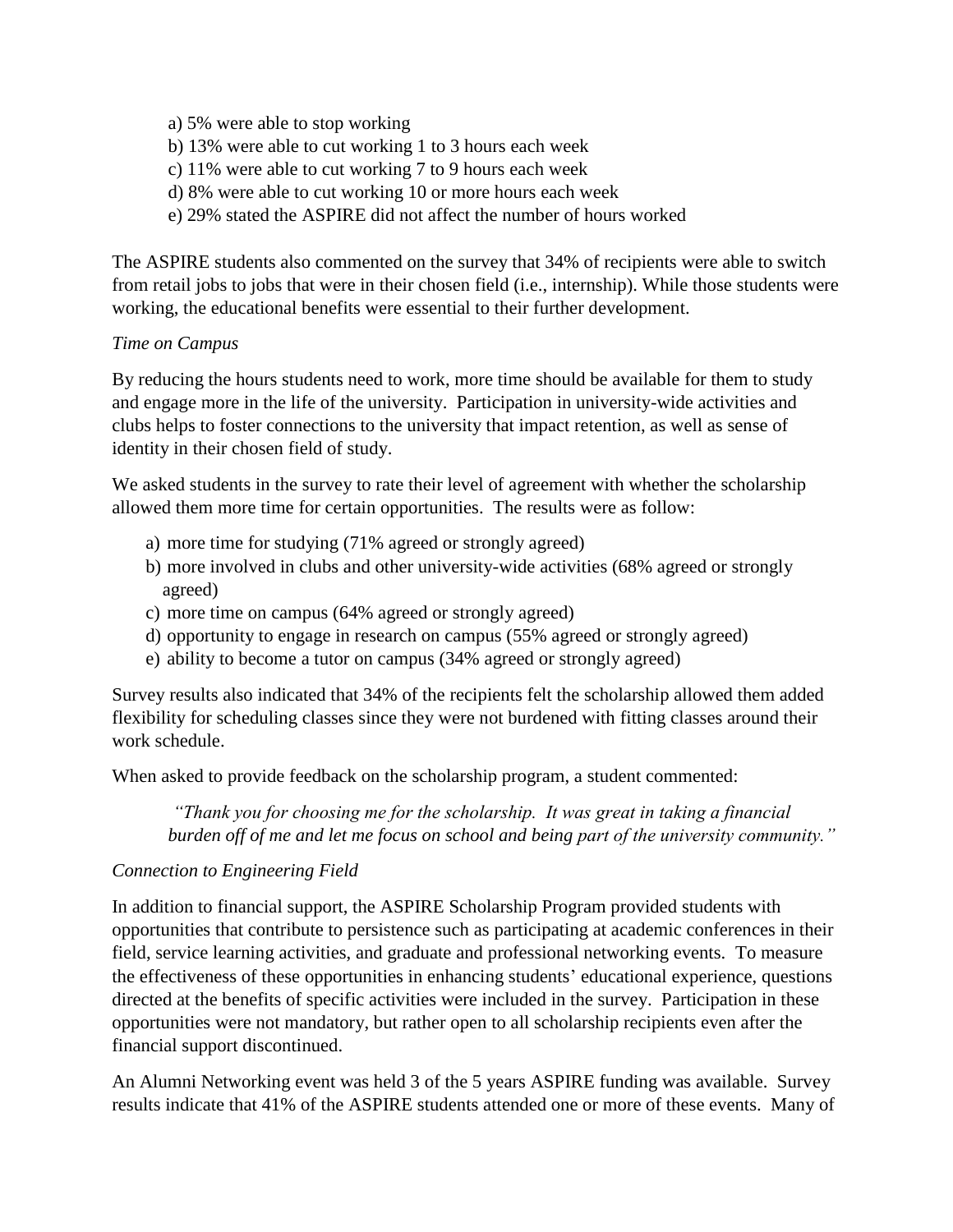a) 5% were able to stop working
b) 13% were able to cut working 1 to 3 hours each week
c) 11% were able to cut working 7 to 9 hours each week
d) 8% were able to cut working 10 or more hours each week
e) 29% stated the ASPIRE did not affect the number of hours worked

The ASPIRE students also commented on the survey that 34% of recipients were able to switch from retail jobs to jobs that were in their chosen field (i.e., internship). While those students were working, the educational benefits were essential to their further development.

*Time on Campus*

By reducing the hours students need to work, more time should be available for them to study and engage more in the life of the university. Participation in university-wide activities and clubs helps to foster connections to the university that impact retention, as well as sense of identity in their chosen field of study.

We asked students in the survey to rate their level of agreement with whether the scholarship allowed them more time for certain opportunities. The results were as follow:

a) more time for studying (71% agreed or strongly agreed)
b) more involved in clubs and other university-wide activities (68% agreed or strongly agreed)
c) more time on campus (64% agreed or strongly agreed)
d) opportunity to engage in research on campus (55% agreed or strongly agreed)
e) ability to become a tutor on campus (34% agreed or strongly agreed)

Survey results also indicated that 34% of the recipients felt the scholarship allowed them added flexibility for scheduling classes since they were not burdened with fitting classes around their work schedule.

When asked to provide feedback on the scholarship program, a student commented:

> *"Thank you for choosing me for the scholarship. It was great in taking a financial burden off of me and let me focus on school and being part of the university community."*

*Connection to Engineering Field*

In addition to financial support, the ASPIRE Scholarship Program provided students with opportunities that contribute to persistence such as participating at academic conferences in their field, service learning activities, and graduate and professional networking events. To measure the effectiveness of these opportunities in enhancing students' educational experience, questions directed at the benefits of specific activities were included in the survey. Participation in these opportunities were not mandatory, but rather open to all scholarship recipients even after the financial support discontinued.

An Alumni Networking event was held 3 of the 5 years ASPIRE funding was available. Survey results indicate that 41% of the ASPIRE students attended one or more of these events. Many of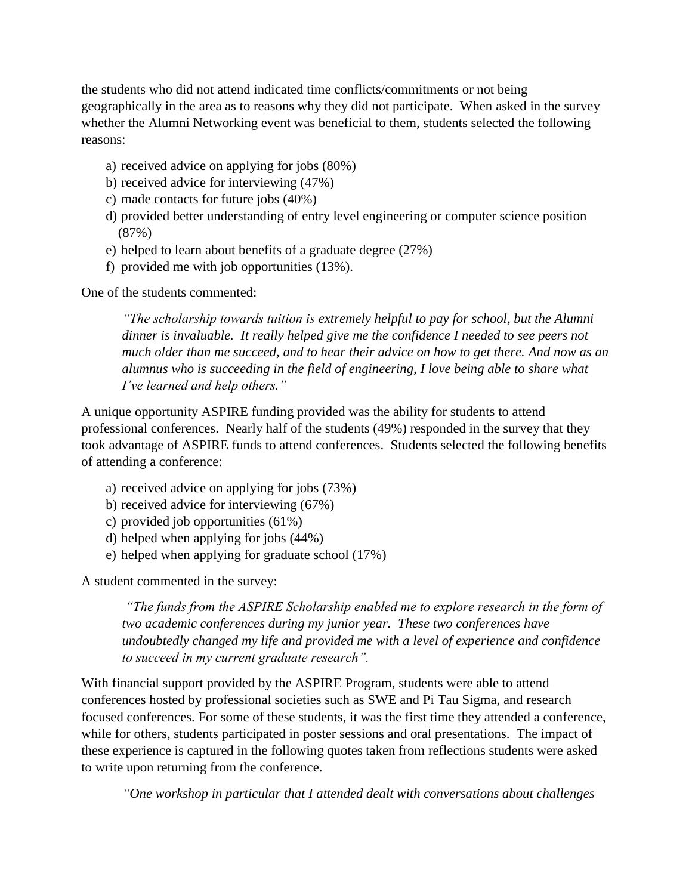the students who did not attend indicated time conflicts/commitments or not being geographically in the area as to reasons why they did not participate. When asked in the survey whether the Alumni Networking event was beneficial to them, students selected the following reasons:

a) received advice on applying for jobs (80%)
b) received advice for interviewing (47%)
c) made contacts for future jobs (40%)
d) provided better understanding of entry level engineering or computer science position (87%)
e) helped to learn about benefits of a graduate degree (27%)
f) provided me with job opportunities (13%).

One of the students commented:

> *"The scholarship towards tuition is extremely helpful to pay for school, but the Alumni dinner is invaluable. It really helped give me the confidence I needed to see peers not much older than me succeed, and to hear their advice on how to get there. And now as an alumnus who is succeeding in the field of engineering, I love being able to share what I've learned and help others."*

A unique opportunity ASPIRE funding provided was the ability for students to attend professional conferences. Nearly half of the students (49%) responded in the survey that they took advantage of ASPIRE funds to attend conferences. Students selected the following benefits of attending a conference:

a) received advice on applying for jobs (73%)
b) received advice for interviewing (67%)
c) provided job opportunities (61%)
d) helped when applying for jobs (44%)
e) helped when applying for graduate school (17%)

A student commented in the survey:

> *"The funds from the ASPIRE Scholarship enabled me to explore research in the form of two academic conferences during my junior year. These two conferences have undoubtedly changed my life and provided me with a level of experience and confidence to succeed in my current graduate research".*

With financial support provided by the ASPIRE Program, students were able to attend conferences hosted by professional societies such as SWE and Pi Tau Sigma, and research focused conferences. For some of these students, it was the first time they attended a conference, while for others, students participated in poster sessions and oral presentations. The impact of these experience is captured in the following quotes taken from reflections students were asked to write upon returning from the conference.

> *"One workshop in particular that I attended dealt with conversations about challenges*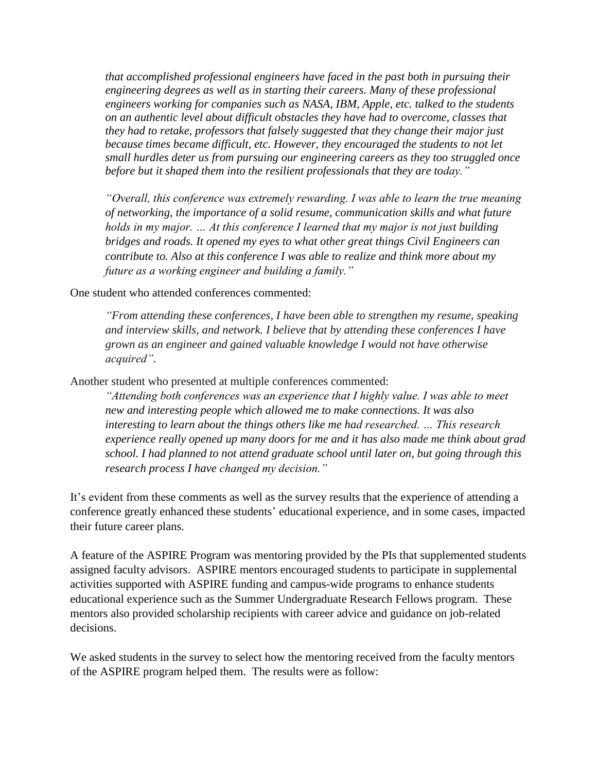*that accomplished professional engineers have faced in the past both in pursuing their engineering degrees as well as in starting their careers. Many of these professional engineers working for companies such as NASA, IBM, Apple, etc. talked to the students on an authentic level about difficult obstacles they have had to overcome, classes that they had to retake, professors that falsely suggested that they change their major just because times became difficult, etc. However, they encouraged the students to not let small hurdles deter us from pursuing our engineering careers as they too struggled once before but it shaped them into the resilient professionals that they are today."*

*"Overall, this conference was extremely rewarding. I was able to learn the true meaning of networking, the importance of a solid resume, communication skills and what future holds in my major. … At this conference I learned that my major is not just building bridges and roads. It opened my eyes to what other great things Civil Engineers can contribute to. Also at this conference I was able to realize and think more about my future as a working engineer and building a family."*

One student who attended conferences commented:

*"From attending these conferences, I have been able to strengthen my resume, speaking and interview skills, and network. I believe that by attending these conferences I have grown as an engineer and gained valuable knowledge I would not have otherwise acquired".*

Another student who presented at multiple conferences commented:

*"Attending both conferences was an experience that I highly value. I was able to meet new and interesting people which allowed me to make connections. It was also interesting to learn about the things others like me had researched. … This research experience really opened up many doors for me and it has also made me think about grad school. I had planned to not attend graduate school until later on, but going through this research process I have changed my decision."*

It's evident from these comments as well as the survey results that the experience of attending a conference greatly enhanced these students' educational experience, and in some cases, impacted their future career plans.

A feature of the ASPIRE Program was mentoring provided by the PIs that supplemented students assigned faculty advisors. ASPIRE mentors encouraged students to participate in supplemental activities supported with ASPIRE funding and campus-wide programs to enhance students educational experience such as the Summer Undergraduate Research Fellows program. These mentors also provided scholarship recipients with career advice and guidance on job-related decisions.

We asked students in the survey to select how the mentoring received from the faculty mentors of the ASPIRE program helped them. The results were as follow: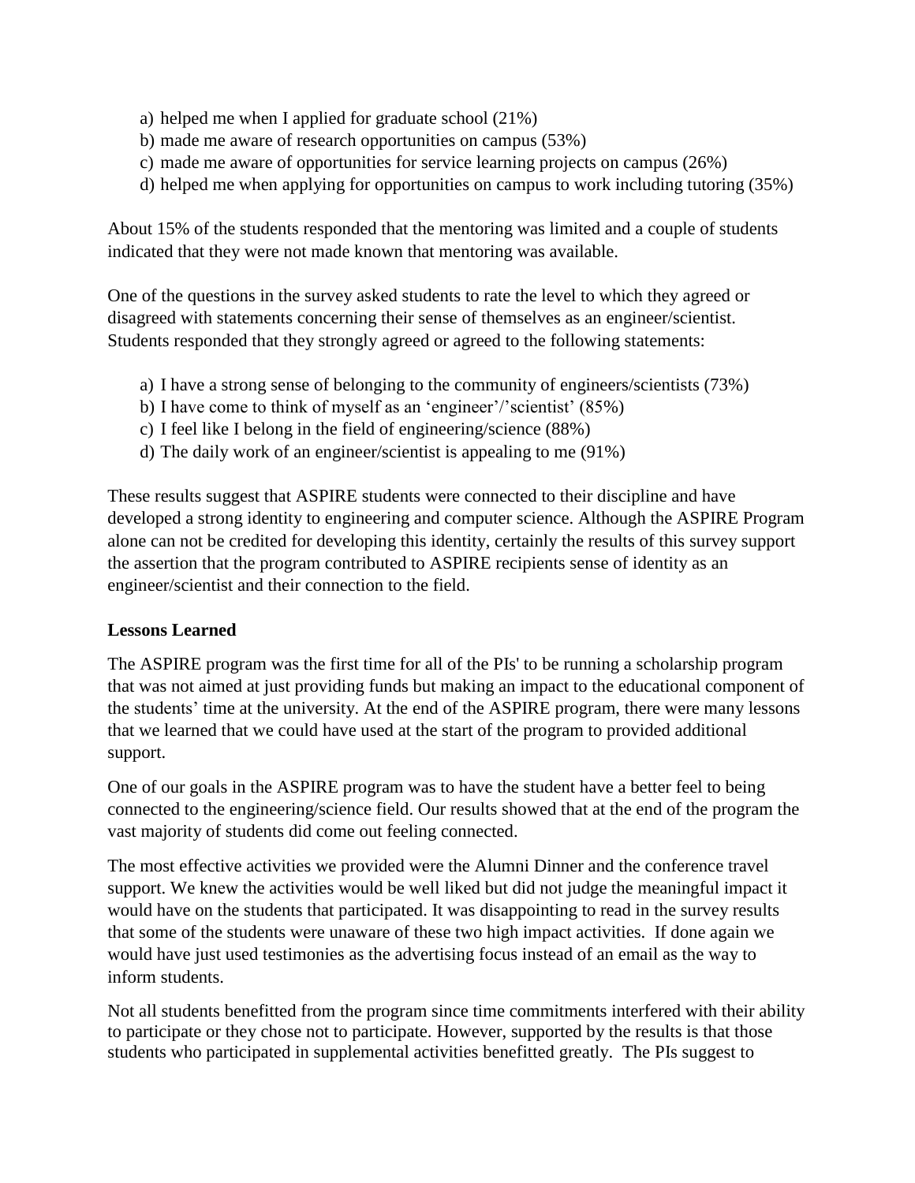a) helped me when I applied for graduate school (21%)
b) made me aware of research opportunities on campus (53%)
c) made me aware of opportunities for service learning projects on campus (26%)
d) helped me when applying for opportunities on campus to work including tutoring (35%)

About 15% of the students responded that the mentoring was limited and a couple of students indicated that they were not made known that mentoring was available.

One of the questions in the survey asked students to rate the level to which they agreed or disagreed with statements concerning their sense of themselves as an engineer/scientist. Students responded that they strongly agreed or agreed to the following statements:

a) I have a strong sense of belonging to the community of engineers/scientists (73%)
b) I have come to think of myself as an 'engineer'/'scientist' (85%)
c) I feel like I belong in the field of engineering/science (88%)
d) The daily work of an engineer/scientist is appealing to me (91%)

These results suggest that ASPIRE students were connected to their discipline and have developed a strong identity to engineering and computer science. Although the ASPIRE Program alone can not be credited for developing this identity, certainly the results of this survey support the assertion that the program contributed to ASPIRE recipients sense of identity as an engineer/scientist and their connection to the field.

**Lessons Learned**

The ASPIRE program was the first time for all of the PIs' to be running a scholarship program that was not aimed at just providing funds but making an impact to the educational component of the students' time at the university. At the end of the ASPIRE program, there were many lessons that we learned that we could have used at the start of the program to provided additional support.

One of our goals in the ASPIRE program was to have the student have a better feel to being connected to the engineering/science field. Our results showed that at the end of the program the vast majority of students did come out feeling connected.

The most effective activities we provided were the Alumni Dinner and the conference travel support. We knew the activities would be well liked but did not judge the meaningful impact it would have on the students that participated. It was disappointing to read in the survey results that some of the students were unaware of these two high impact activities. If done again we would have just used testimonies as the advertising focus instead of an email as the way to inform students.

Not all students benefitted from the program since time commitments interfered with their ability to participate or they chose not to participate. However, supported by the results is that those students who participated in supplemental activities benefitted greatly. The PIs suggest to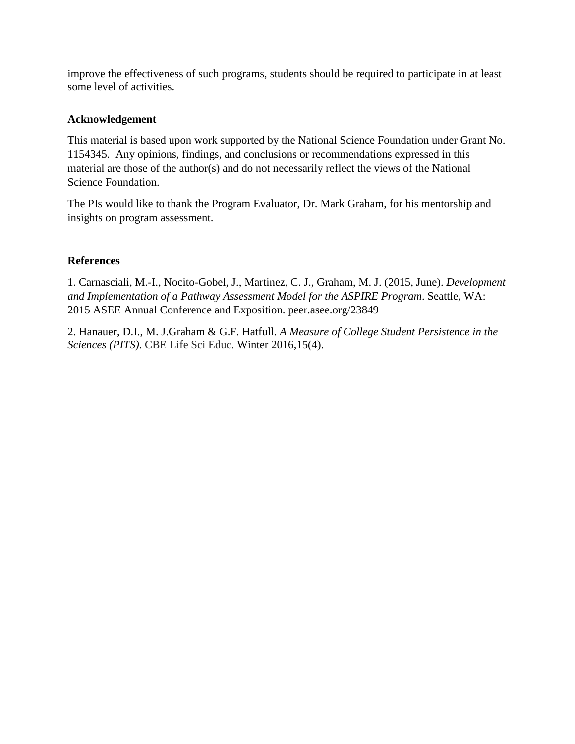improve the effectiveness of such programs, students should be required to participate in at least some level of activities.

**Acknowledgement**

This material is based upon work supported by the National Science Foundation under Grant No. 1154345. Any opinions, findings, and conclusions or recommendations expressed in this material are those of the author(s) and do not necessarily reflect the views of the National Science Foundation.

The PIs would like to thank the Program Evaluator, Dr. Mark Graham, for his mentorship and insights on program assessment.

**References**

1. Carnasciali, M.-I., Nocito-Gobel, J., Martinez, C. J., Graham, M. J. (2015, June). *Development and Implementation of a Pathway Assessment Model for the ASPIRE Program*. Seattle, WA: 2015 ASEE Annual Conference and Exposition. peer.asee.org/23849

2. Hanauer, D.I., M. J.Graham & G.F. Hatfull. *A Measure of College Student Persistence in the Sciences (PITS)*. CBE Life Sci Educ. Winter 2016,15(4).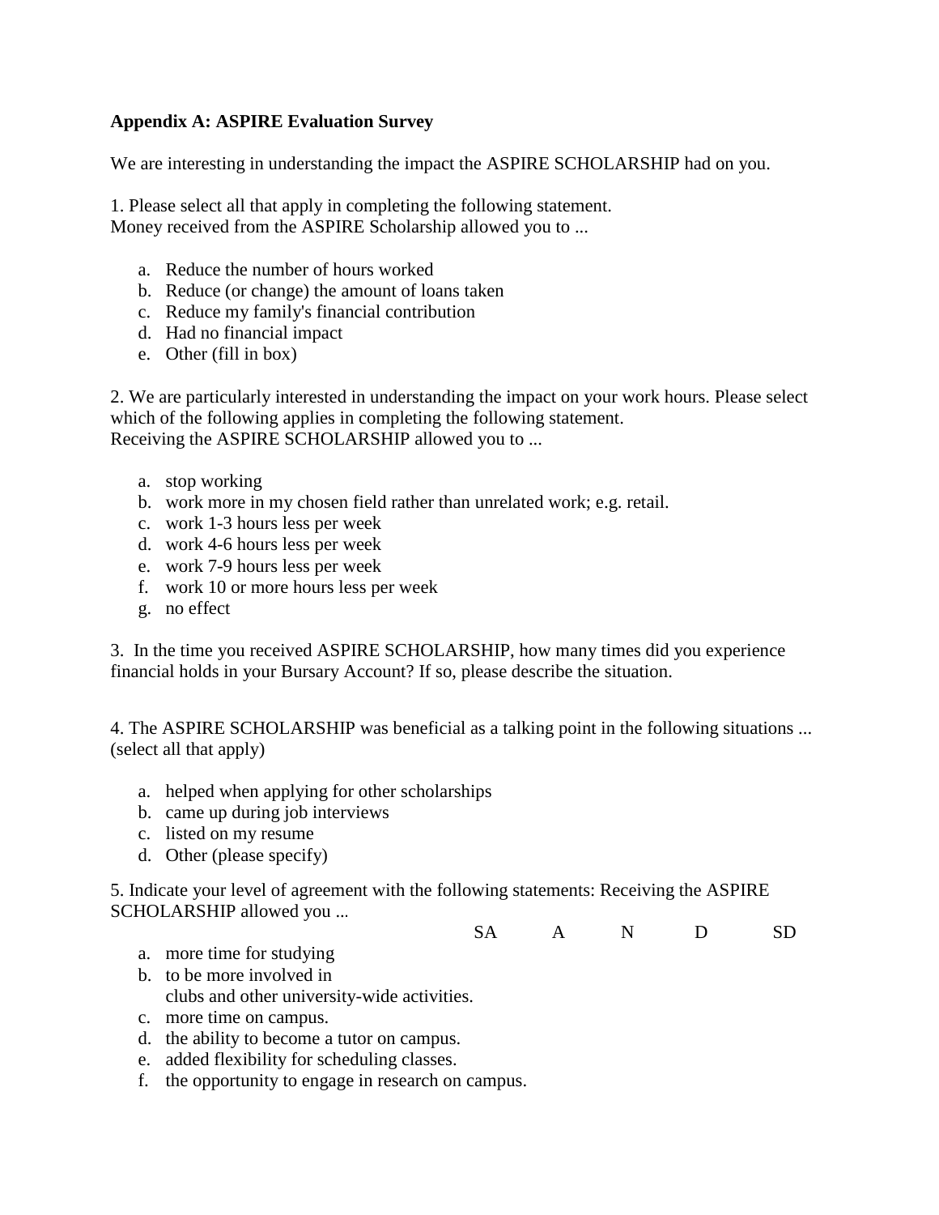**Appendix A: ASPIRE Evaluation Survey**

We are interesting in understanding the impact the ASPIRE SCHOLARSHIP had on you.

1. Please select all that apply in completing the following statement.
Money received from the ASPIRE Scholarship allowed you to ...

  a. Reduce the number of hours worked
  b. Reduce (or change) the amount of loans taken
  c. Reduce my family's financial contribution
  d. Had no financial impact
  e. Other (fill in box)

2. We are particularly interested in understanding the impact on your work hours. Please select which of the following applies in completing the following statement.
Receiving the ASPIRE SCHOLARSHIP allowed you to ...

  a. stop working
  b. work more in my chosen field rather than unrelated work; e.g. retail.
  c. work 1-3 hours less per week
  d. work 4-6 hours less per week
  e. work 7-9 hours less per week
  f. work 10 or more hours less per week
  g. no effect

3. In the time you received ASPIRE SCHOLARSHIP, how many times did you experience financial holds in your Bursary Account? If so, please describe the situation.

4. The ASPIRE SCHOLARSHIP was beneficial as a talking point in the following situations ... (select all that apply)

  a. helped when applying for other scholarships
  b. came up during job interviews
  c. listed on my resume
  d. Other (please specify)

5. Indicate your level of agreement with the following statements: Receiving the ASPIRE SCHOLARSHIP allowed you ...

| | SA | A | N | D | SD |
|---|---|---|---|---|---|
| a. more time for studying | | | | | |
| b. to be more involved in clubs and other university-wide activities. | | | | | |
| c. more time on campus. | | | | | |
| d. the ability to become a tutor on campus. | | | | | |
| e. added flexibility for scheduling classes. | | | | | |
| f. the opportunity to engage in research on campus. | | | | | |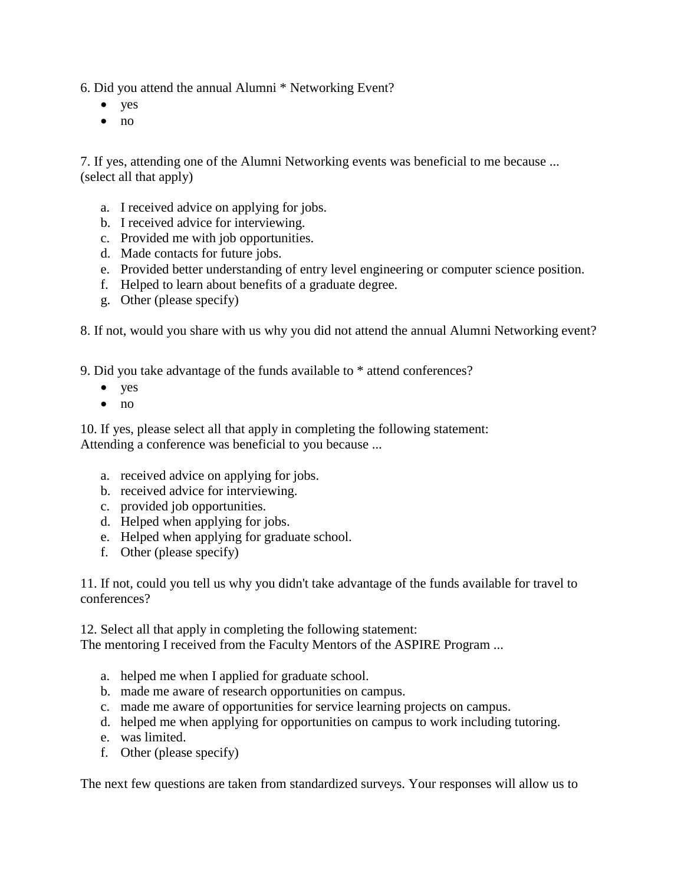6. Did you attend the annual Alumni * Networking Event?

- yes
- no

7. If yes, attending one of the Alumni Networking events was beneficial to me because ... (select all that apply)

a. I received advice on applying for jobs.
b. I received advice for interviewing.
c. Provided me with job opportunities.
d. Made contacts for future jobs.
e. Provided better understanding of entry level engineering or computer science position.
f. Helped to learn about benefits of a graduate degree.
g. Other (please specify)

8. If not, would you share with us why you did not attend the annual Alumni Networking event?

9. Did you take advantage of the funds available to * attend conferences?

- yes
- no

10. If yes, please select all that apply in completing the following statement:
Attending a conference was beneficial to you because ...

a. received advice on applying for jobs.
b. received advice for interviewing.
c. provided job opportunities.
d. Helped when applying for jobs.
e. Helped when applying for graduate school.
f. Other (please specify)

11. If not, could you tell us why you didn't take advantage of the funds available for travel to conferences?

12. Select all that apply in completing the following statement:
The mentoring I received from the Faculty Mentors of the ASPIRE Program ...

a. helped me when I applied for graduate school.
b. made me aware of research opportunities on campus.
c. made me aware of opportunities for service learning projects on campus.
d. helped me when applying for opportunities on campus to work including tutoring.
e. was limited.
f. Other (please specify)

The next few questions are taken from standardized surveys. Your responses will allow us to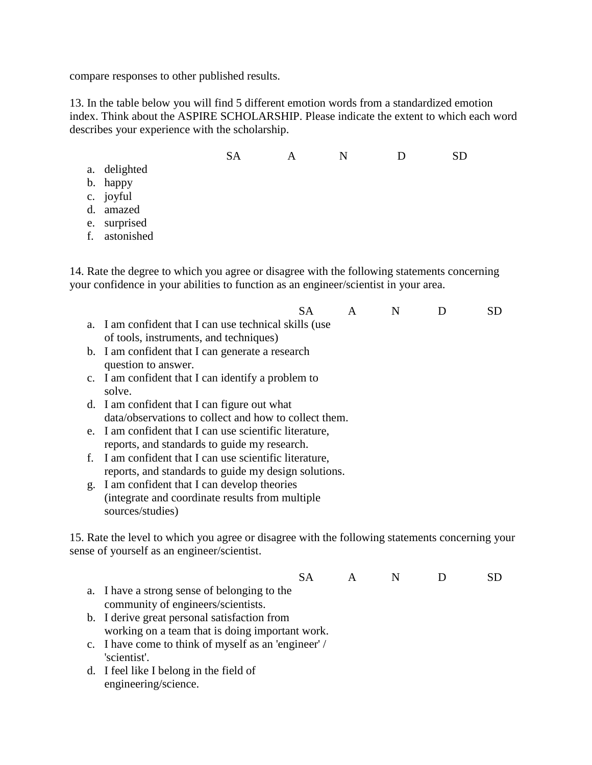compare responses to other published results.

13. In the table below you will find 5 different emotion words from a standardized emotion index. Think about the ASPIRE SCHOLARSHIP. Please indicate the extent to which each word describes your experience with the scholarship.

| | SA | A | N | D | SD |
|---|---|---|---|---|---|
| a. delighted | | | | | |
| b. happy | | | | | |
| c. joyful | | | | | |
| d. amazed | | | | | |
| e. surprised | | | | | |
| f. astonished | | | | | |

14. Rate the degree to which you agree or disagree with the following statements concerning your confidence in your abilities to function as an engineer/scientist in your area.

| | SA | A | N | D | SD |
|---|---|---|---|---|---|
| a. I am confident that I can use technical skills (use of tools, instruments, and techniques) | | | | | |
| b. I am confident that I can generate a research question to answer. | | | | | |
| c. I am confident that I can identify a problem to solve. | | | | | |
| d. I am confident that I can figure out what data/observations to collect and how to collect them. | | | | | |
| e. I am confident that I can use scientific literature, reports, and standards to guide my research. | | | | | |
| f. I am confident that I can use scientific literature, reports, and standards to guide my design solutions. | | | | | |
| g. I am confident that I can develop theories (integrate and coordinate results from multiple sources/studies) | | | | | |

15. Rate the level to which you agree or disagree with the following statements concerning your sense of yourself as an engineer/scientist.

| | SA | A | N | D | SD |
|---|---|---|---|---|---|
| a. I have a strong sense of belonging to the community of engineers/scientists. | | | | | |
| b. I derive great personal satisfaction from working on a team that is doing important work. | | | | | |
| c. I have come to think of myself as an 'engineer' / 'scientist'. | | | | | |
| d. I feel like I belong in the field of engineering/science. | | | | | |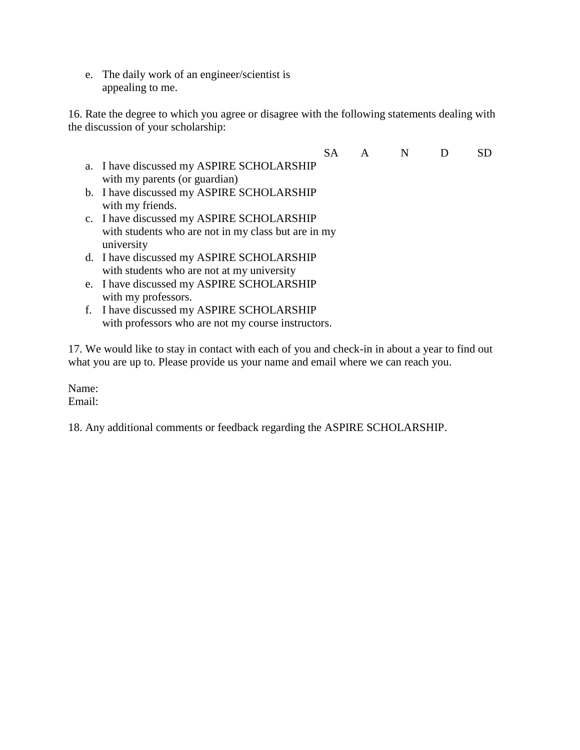e. The daily work of an engineer/scientist is appealing to me.

16. Rate the degree to which you agree or disagree with the following statements dealing with the discussion of your scholarship:

| | SA | A | N | D | SD |
|---|---|---|---|---|---|
| a. I have discussed my ASPIRE SCHOLARSHIP with my parents (or guardian) | | | | | |
| b. I have discussed my ASPIRE SCHOLARSHIP with my friends. | | | | | |
| c. I have discussed my ASPIRE SCHOLARSHIP with students who are not in my class but are in my university | | | | | |
| d. I have discussed my ASPIRE SCHOLARSHIP with students who are not at my university | | | | | |
| e. I have discussed my ASPIRE SCHOLARSHIP with my professors. | | | | | |
| f. I have discussed my ASPIRE SCHOLARSHIP with professors who are not my course instructors. | | | | | |

17. We would like to stay in contact with each of you and check-in in about a year to find out what you are up to. Please provide us your name and email where we can reach you.

Name:
Email:

18. Any additional comments or feedback regarding the ASPIRE SCHOLARSHIP.